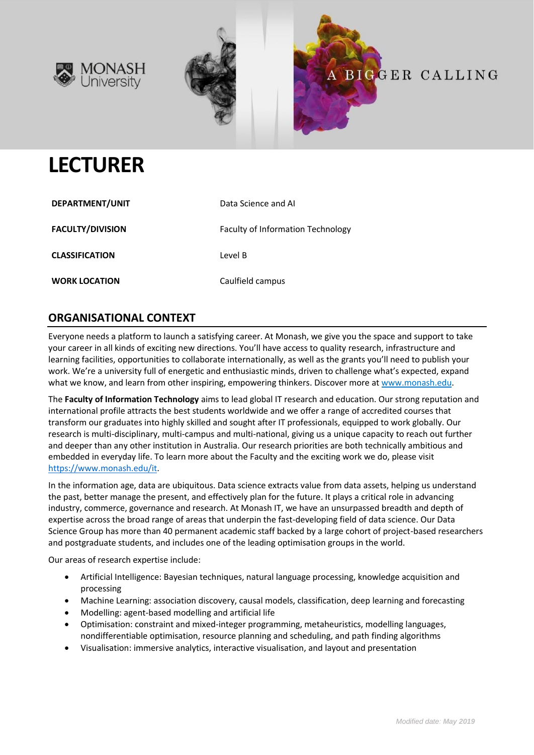# LECTURER

| | |
|---|---|
| **DEPARTMENT/UNIT** | Data Science and AI |
| **FACULTY/DIVISION** | Faculty of Information Technology |
| **CLASSIFICATION** | Level B |
| **WORK LOCATION** | Caulfield campus |

## ORGANISATIONAL CONTEXT

Everyone needs a platform to launch a satisfying career. At Monash, we give you the space and support to take your career in all kinds of exciting new directions. You'll have access to quality research, infrastructure and learning facilities, opportunities to collaborate internationally, as well as the grants you'll need to publish your work. We're a university full of energetic and enthusiastic minds, driven to challenge what's expected, expand what we know, and learn from other inspiring, empowering thinkers. Discover more at [www.monash.edu](www.monash.edu).

The **Faculty of Information Technology** aims to lead global IT research and education. Our strong reputation and international profile attracts the best students worldwide and we offer a range of accredited courses that transform our graduates into highly skilled and sought after IT professionals, equipped to work globally. Our research is multi-disciplinary, multi-campus and multi-national, giving us a unique capacity to reach out further and deeper than any other institution in Australia. Our research priorities are both technically ambitious and embedded in everyday life. To learn more about the Faculty and the exciting work we do, please visit [https://www.monash.edu/it](https://www.monash.edu/it).

In the information age, data are ubiquitous. Data science extracts value from data assets, helping us understand the past, better manage the present, and effectively plan for the future. It plays a critical role in advancing industry, commerce, governance and research. At Monash IT, we have an unsurpassed breadth and depth of expertise across the broad range of areas that underpin the fast-developing field of data science. Our Data Science Group has more than 40 permanent academic staff backed by a large cohort of project-based researchers and postgraduate students, and includes one of the leading optimisation groups in the world.

Our areas of research expertise include:

- Artificial Intelligence: Bayesian techniques, natural language processing, knowledge acquisition and processing
- Machine Learning: association discovery, causal models, classification, deep learning and forecasting
- Modelling: agent-based modelling and artificial life
- Optimisation: constraint and mixed-integer programming, metaheuristics, modelling languages, nondifferentiable optimisation, resource planning and scheduling, and path finding algorithms
- Visualisation: immersive analytics, interactive visualisation, and layout and presentation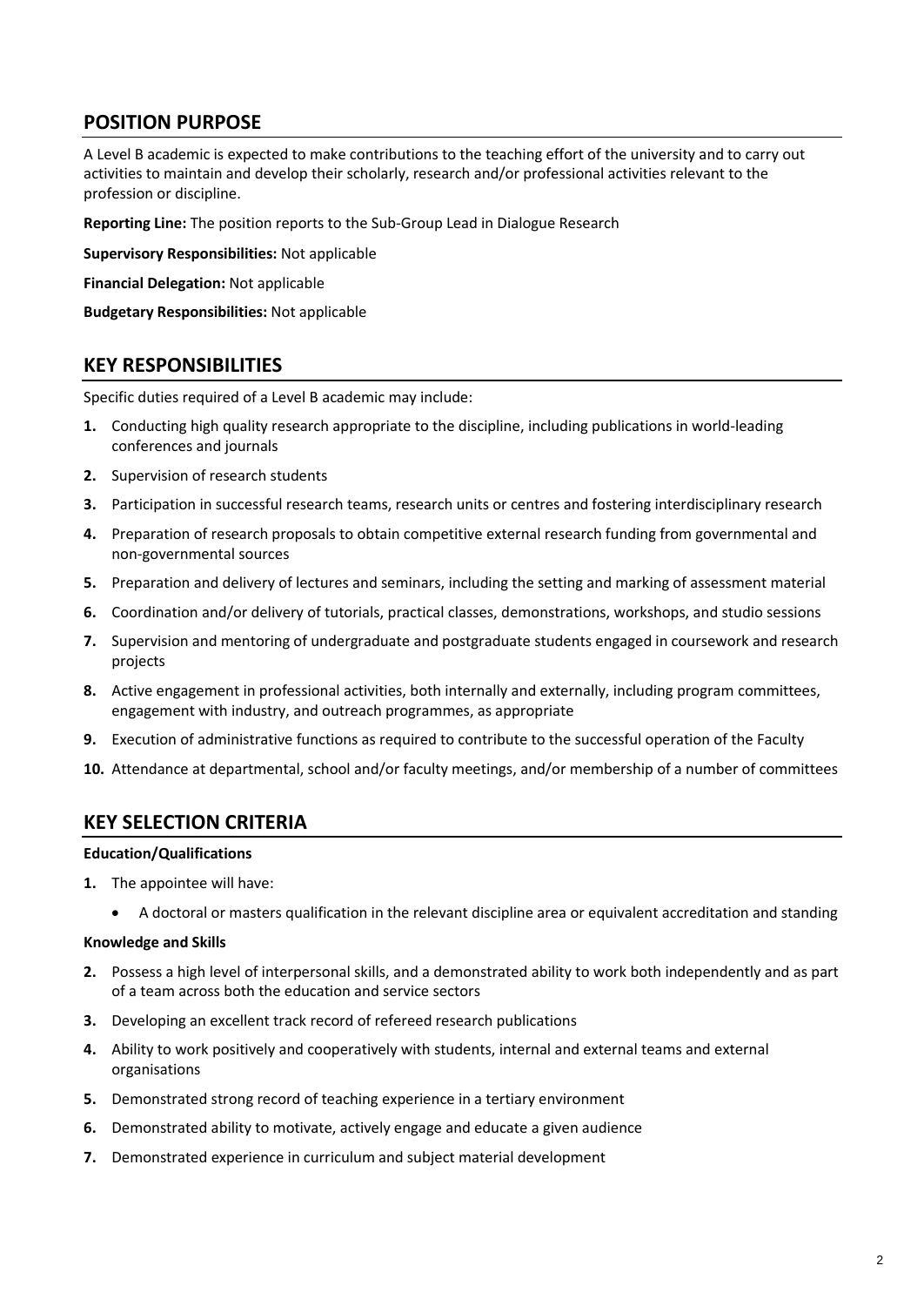## POSITION PURPOSE

A Level B academic is expected to make contributions to the teaching effort of the university and to carry out activities to maintain and develop their scholarly, research and/or professional activities relevant to the profession or discipline.

**Reporting Line:** The position reports to the Sub-Group Lead in Dialogue Research

**Supervisory Responsibilities:** Not applicable

**Financial Delegation:** Not applicable

**Budgetary Responsibilities:** Not applicable

## KEY RESPONSIBILITIES

Specific duties required of a Level B academic may include:

1. Conducting high quality research appropriate to the discipline, including publications in world-leading conferences and journals
2. Supervision of research students
3. Participation in successful research teams, research units or centres and fostering interdisciplinary research
4. Preparation of research proposals to obtain competitive external research funding from governmental and non-governmental sources
5. Preparation and delivery of lectures and seminars, including the setting and marking of assessment material
6. Coordination and/or delivery of tutorials, practical classes, demonstrations, workshops, and studio sessions
7. Supervision and mentoring of undergraduate and postgraduate students engaged in coursework and research projects
8. Active engagement in professional activities, both internally and externally, including program committees, engagement with industry, and outreach programmes, as appropriate
9. Execution of administrative functions as required to contribute to the successful operation of the Faculty
10. Attendance at departmental, school and/or faculty meetings, and/or membership of a number of committees

## KEY SELECTION CRITERIA

**Education/Qualifications**

1. The appointee will have:
   - A doctoral or masters qualification in the relevant discipline area or equivalent accreditation and standing

**Knowledge and Skills**

2. Possess a high level of interpersonal skills, and a demonstrated ability to work both independently and as part of a team across both the education and service sectors
3. Developing an excellent track record of refereed research publications
4. Ability to work positively and cooperatively with students, internal and external teams and external organisations
5. Demonstrated strong record of teaching experience in a tertiary environment
6. Demonstrated ability to motivate, actively engage and educate a given audience
7. Demonstrated experience in curriculum and subject material development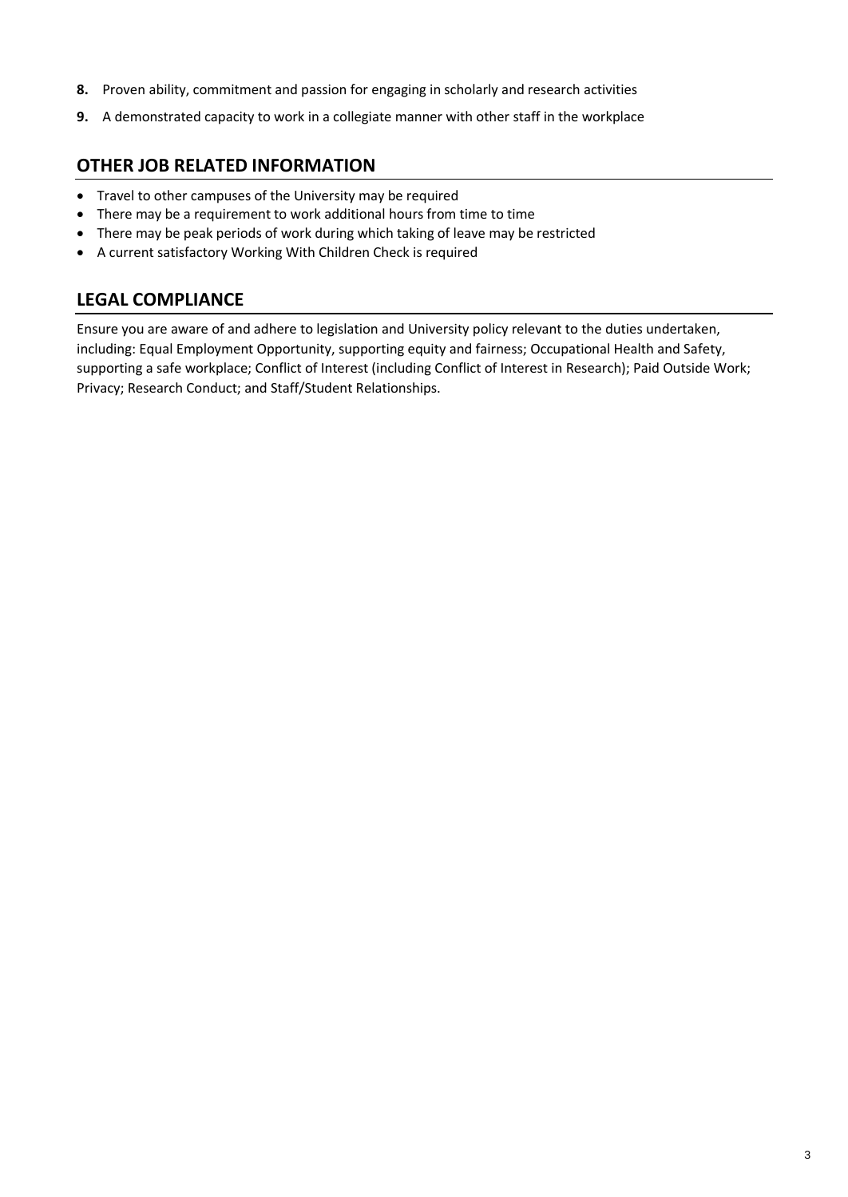8. Proven ability, commitment and passion for engaging in scholarly and research activities
9. A demonstrated capacity to work in a collegiate manner with other staff in the workplace

## OTHER JOB RELATED INFORMATION

- Travel to other campuses of the University may be required
- There may be a requirement to work additional hours from time to time
- There may be peak periods of work during which taking of leave may be restricted
- A current satisfactory Working With Children Check is required

## LEGAL COMPLIANCE

Ensure you are aware of and adhere to legislation and University policy relevant to the duties undertaken, including: Equal Employment Opportunity, supporting equity and fairness; Occupational Health and Safety, supporting a safe workplace; Conflict of Interest (including Conflict of Interest in Research); Paid Outside Work; Privacy; Research Conduct; and Staff/Student Relationships.